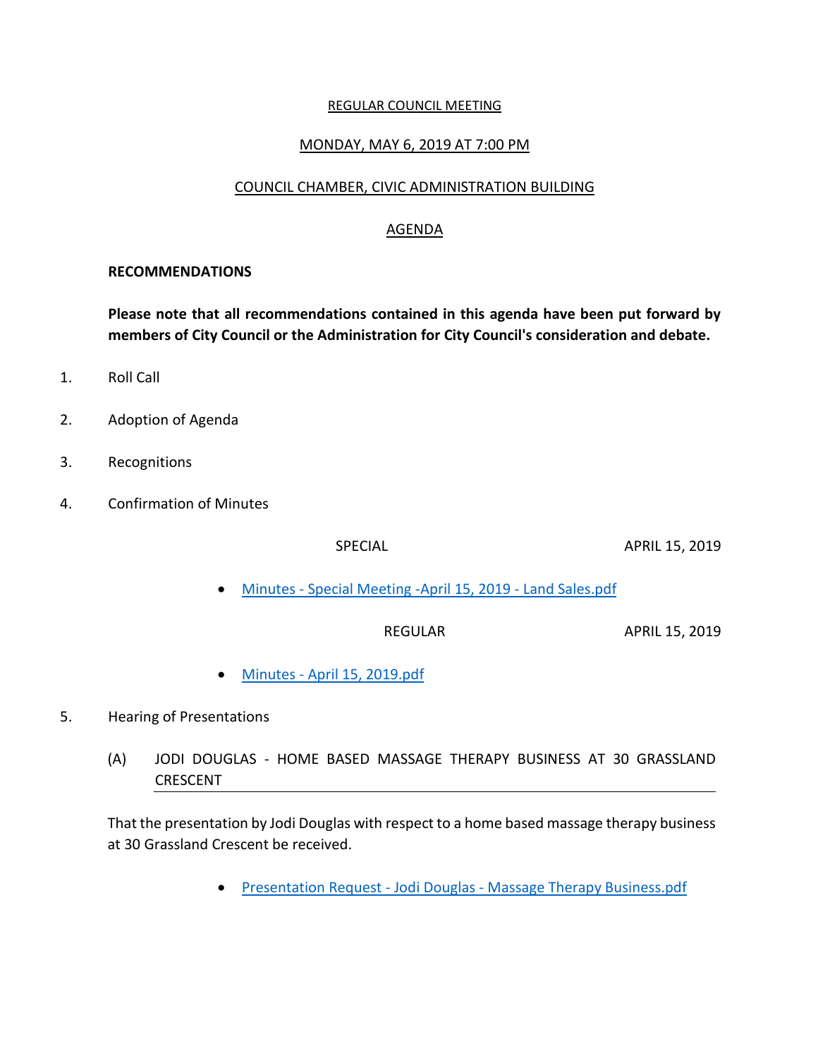REGULAR COUNCIL MEETING

MONDAY, MAY 6, 2019 AT 7:00 PM

COUNCIL CHAMBER, CIVIC ADMINISTRATION BUILDING

AGENDA

**RECOMMENDATIONS**

**Please note that all recommendations contained in this agenda have been put forward by members of City Council or the Administration for City Council's consideration and debate.**

1. Roll Call

2. Adoption of Agenda

3. Recognitions

4. Confirmation of Minutes

   SPECIAL — APRIL 15, 2019

   - Minutes - Special Meeting -April 15, 2019 - Land Sales.pdf

   REGULAR — APRIL 15, 2019

   - Minutes - April 15, 2019.pdf

5. Hearing of Presentations

   (A) JODI DOUGLAS - HOME BASED MASSAGE THERAPY BUSINESS AT 30 GRASSLAND CRESCENT

   That the presentation by Jodi Douglas with respect to a home based massage therapy business at 30 Grassland Crescent be received.

   - Presentation Request - Jodi Douglas - Massage Therapy Business.pdf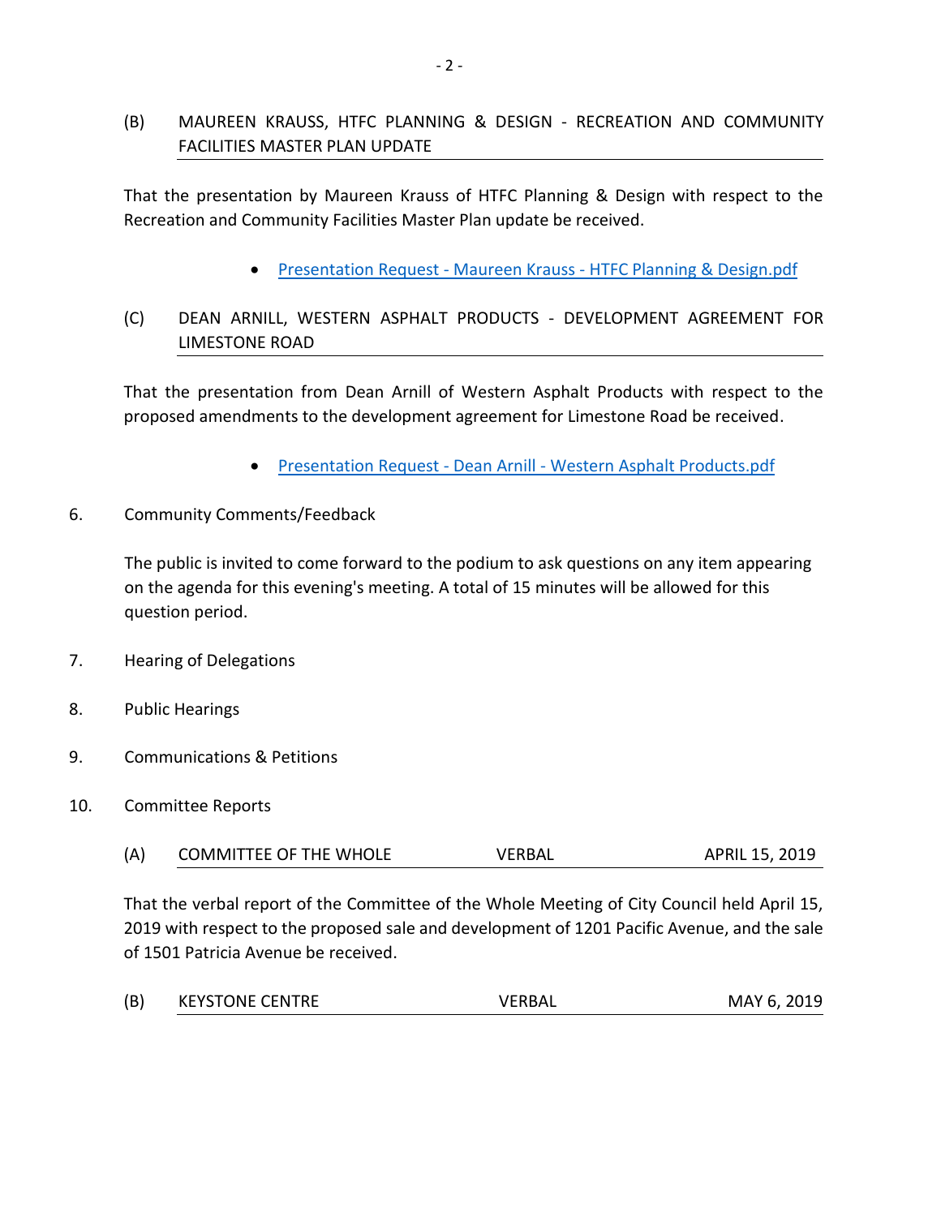(B) MAUREEN KRAUSS, HTFC PLANNING & DESIGN - RECREATION AND COMMUNITY FACILITIES MASTER PLAN UPDATE

That the presentation by Maureen Krauss of HTFC Planning & Design with respect to the Recreation and Community Facilities Master Plan update be received.

- Presentation Request - Maureen Krauss - HTFC Planning & Design.pdf

(C) DEAN ARNILL, WESTERN ASPHALT PRODUCTS - DEVELOPMENT AGREEMENT FOR LIMESTONE ROAD

That the presentation from Dean Arnill of Western Asphalt Products with respect to the proposed amendments to the development agreement for Limestone Road be received.

- Presentation Request - Dean Arnill - Western Asphalt Products.pdf

6. Community Comments/Feedback

The public is invited to come forward to the podium to ask questions on any item appearing on the agenda for this evening's meeting. A total of 15 minutes will be allowed for this question period.

7. Hearing of Delegations

8. Public Hearings

9. Communications & Petitions

10. Committee Reports

(A) COMMITTEE OF THE WHOLE — VERBAL — APRIL 15, 2019

That the verbal report of the Committee of the Whole Meeting of City Council held April 15, 2019 with respect to the proposed sale and development of 1201 Pacific Avenue, and the sale of 1501 Patricia Avenue be received.

(B) KEYSTONE CENTRE — VERBAL — MAY 6, 2019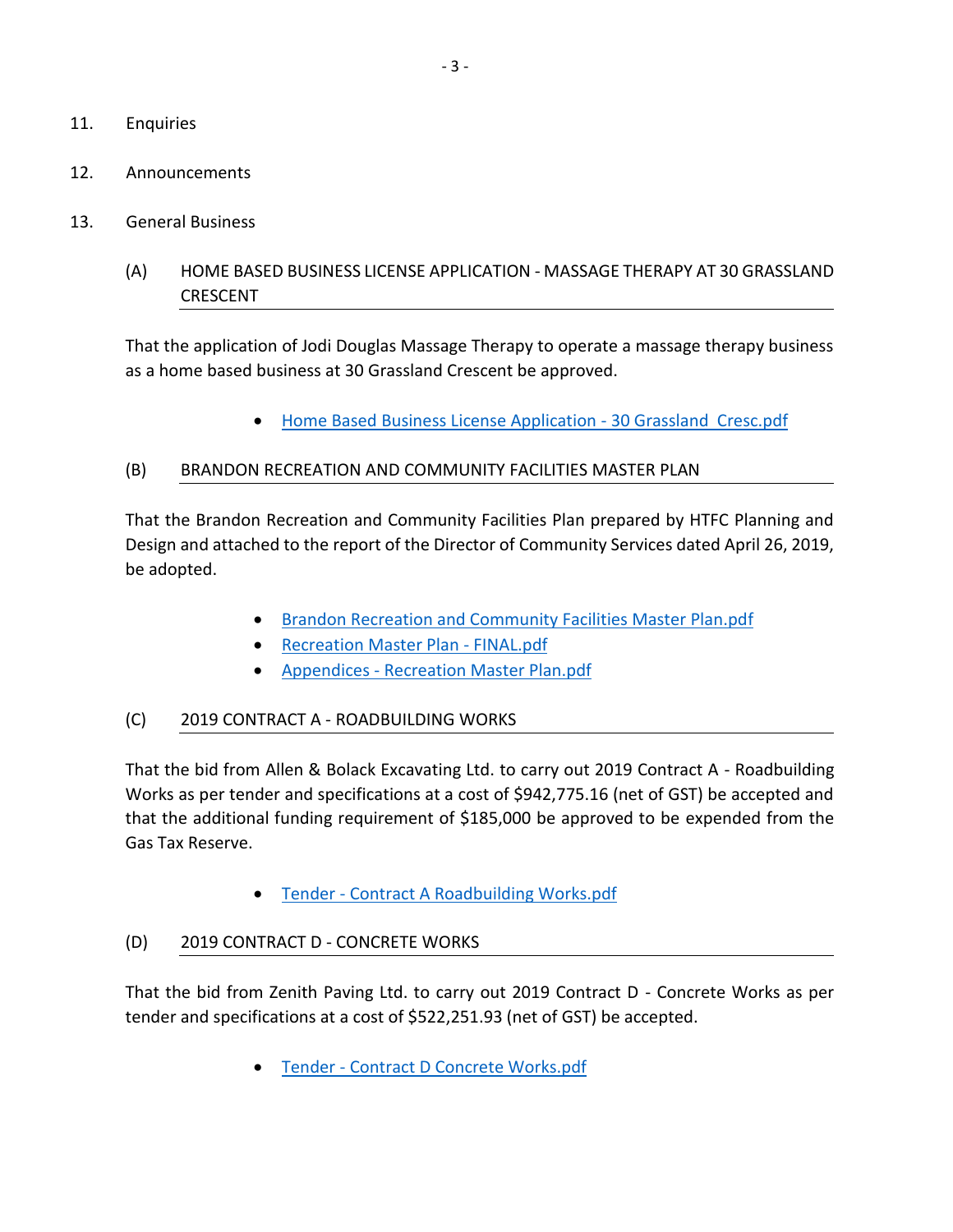11. Enquiries

12. Announcements

13. General Business

(A) HOME BASED BUSINESS LICENSE APPLICATION - MASSAGE THERAPY AT 30 GRASSLAND CRESCENT

That the application of Jodi Douglas Massage Therapy to operate a massage therapy business as a home based business at 30 Grassland Crescent be approved.

- Home Based Business License Application - 30 Grassland Cresc.pdf

(B) BRANDON RECREATION AND COMMUNITY FACILITIES MASTER PLAN

That the Brandon Recreation and Community Facilities Plan prepared by HTFC Planning and Design and attached to the report of the Director of Community Services dated April 26, 2019, be adopted.

- Brandon Recreation and Community Facilities Master Plan.pdf
- Recreation Master Plan - FINAL.pdf
- Appendices - Recreation Master Plan.pdf

(C) 2019 CONTRACT A - ROADBUILDING WORKS

That the bid from Allen & Bolack Excavating Ltd. to carry out 2019 Contract A - Roadbuilding Works as per tender and specifications at a cost of $942,775.16 (net of GST) be accepted and that the additional funding requirement of $185,000 be approved to be expended from the Gas Tax Reserve.

- Tender - Contract A Roadbuilding Works.pdf

(D) 2019 CONTRACT D - CONCRETE WORKS

That the bid from Zenith Paving Ltd. to carry out 2019 Contract D - Concrete Works as per tender and specifications at a cost of $522,251.93 (net of GST) be accepted.

- Tender - Contract D Concrete Works.pdf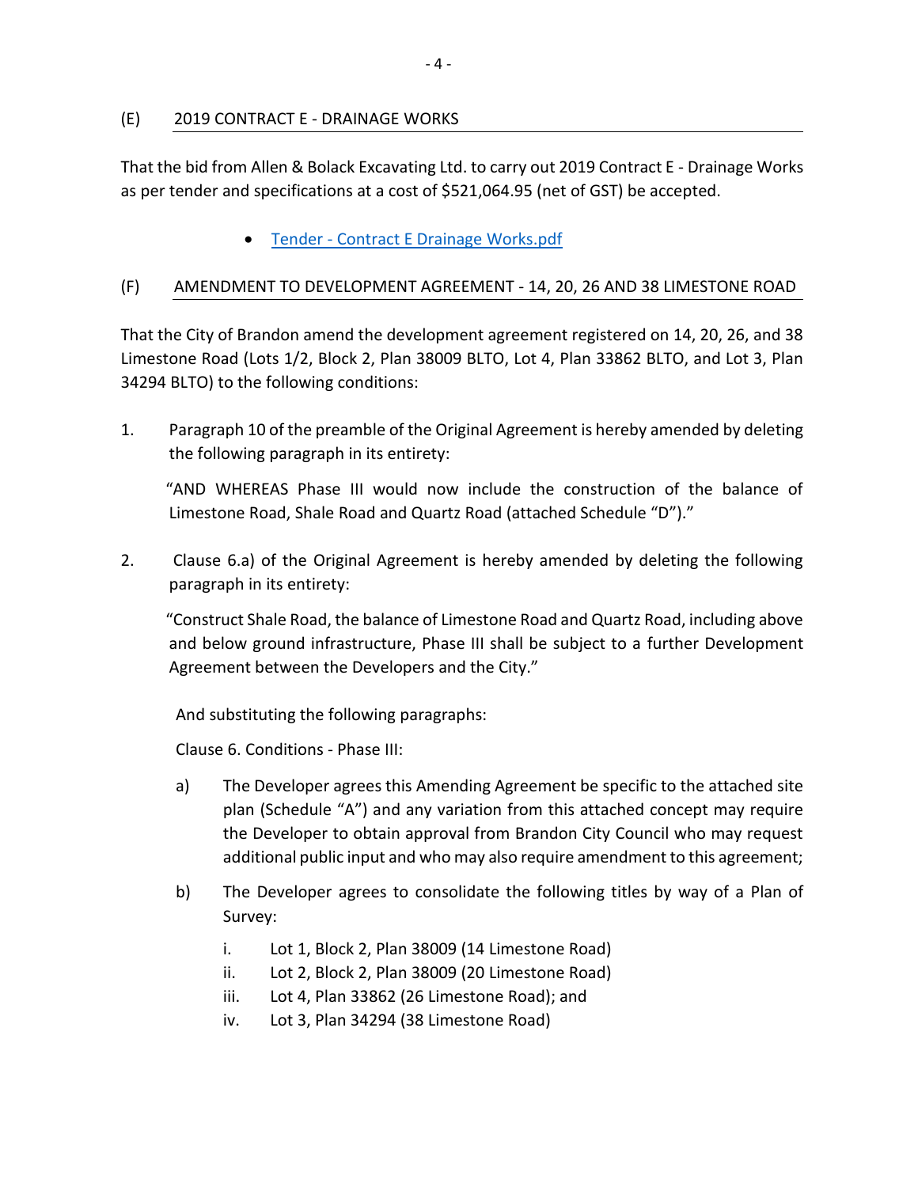## (E) 2019 CONTRACT E - DRAINAGE WORKS

That the bid from Allen & Bolack Excavating Ltd. to carry out 2019 Contract E - Drainage Works as per tender and specifications at a cost of $521,064.95 (net of GST) be accepted.

- [Tender - Contract E Drainage Works.pdf]()

## (F) AMENDMENT TO DEVELOPMENT AGREEMENT - 14, 20, 26 AND 38 LIMESTONE ROAD

That the City of Brandon amend the development agreement registered on 14, 20, 26, and 38 Limestone Road (Lots 1/2, Block 2, Plan 38009 BLTO, Lot 4, Plan 33862 BLTO, and Lot 3, Plan 34294 BLTO) to the following conditions:

1. Paragraph 10 of the preamble of the Original Agreement is hereby amended by deleting the following paragraph in its entirety:

   "AND WHEREAS Phase III would now include the construction of the balance of Limestone Road, Shale Road and Quartz Road (attached Schedule "D")."

2. Clause 6.a) of the Original Agreement is hereby amended by deleting the following paragraph in its entirety:

   "Construct Shale Road, the balance of Limestone Road and Quartz Road, including above and below ground infrastructure, Phase III shall be subject to a further Development Agreement between the Developers and the City."

   And substituting the following paragraphs:

   Clause 6. Conditions - Phase III:

   a) The Developer agrees this Amending Agreement be specific to the attached site plan (Schedule "A") and any variation from this attached concept may require the Developer to obtain approval from Brandon City Council who may request additional public input and who may also require amendment to this agreement;

   b) The Developer agrees to consolidate the following titles by way of a Plan of Survey:

      i. Lot 1, Block 2, Plan 38009 (14 Limestone Road)
      ii. Lot 2, Block 2, Plan 38009 (20 Limestone Road)
      iii. Lot 4, Plan 33862 (26 Limestone Road); and
      iv. Lot 3, Plan 34294 (38 Limestone Road)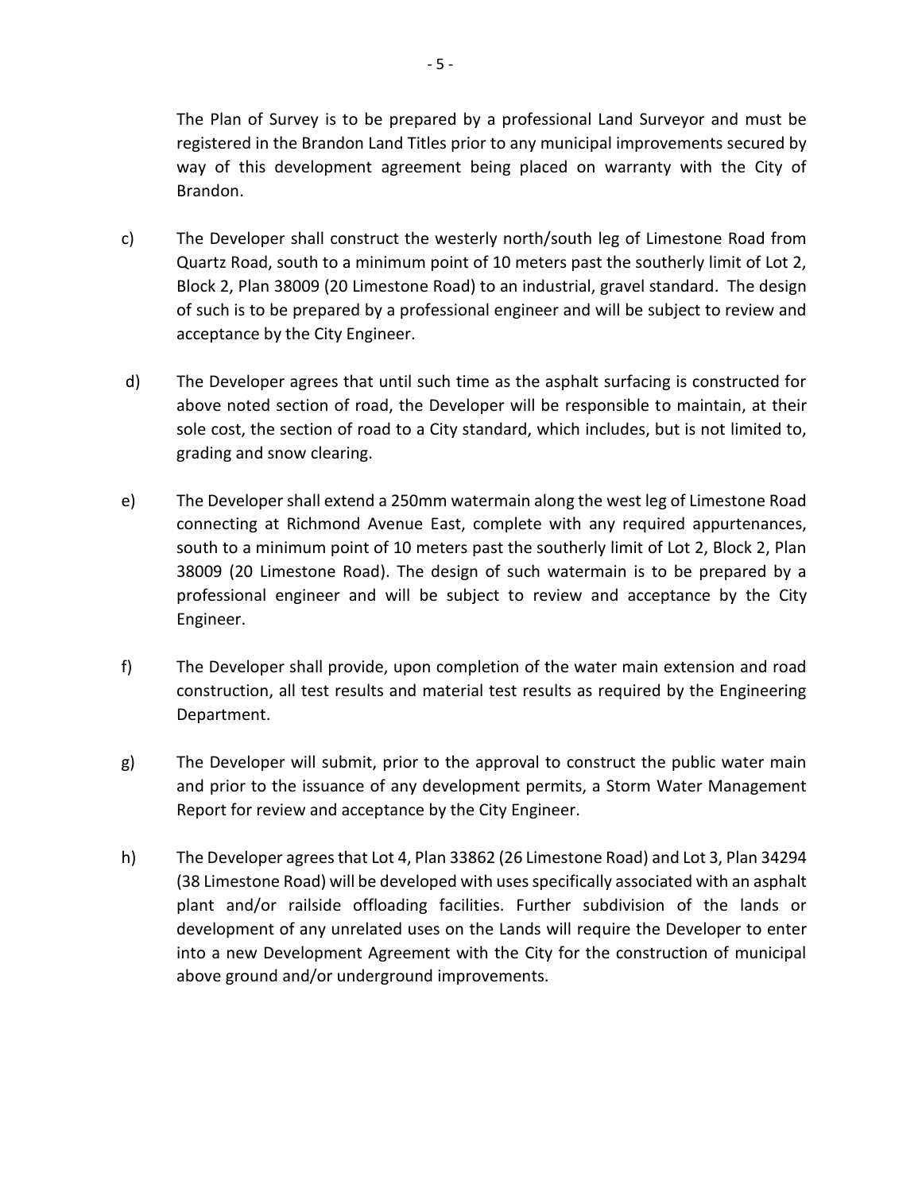The Plan of Survey is to be prepared by a professional Land Surveyor and must be registered in the Brandon Land Titles prior to any municipal improvements secured by way of this development agreement being placed on warranty with the City of Brandon.

c) The Developer shall construct the westerly north/south leg of Limestone Road from Quartz Road, south to a minimum point of 10 meters past the southerly limit of Lot 2, Block 2, Plan 38009 (20 Limestone Road) to an industrial, gravel standard. The design of such is to be prepared by a professional engineer and will be subject to review and acceptance by the City Engineer.

d) The Developer agrees that until such time as the asphalt surfacing is constructed for above noted section of road, the Developer will be responsible to maintain, at their sole cost, the section of road to a City standard, which includes, but is not limited to, grading and snow clearing.

e) The Developer shall extend a 250mm watermain along the west leg of Limestone Road connecting at Richmond Avenue East, complete with any required appurtenances, south to a minimum point of 10 meters past the southerly limit of Lot 2, Block 2, Plan 38009 (20 Limestone Road). The design of such watermain is to be prepared by a professional engineer and will be subject to review and acceptance by the City Engineer.

f) The Developer shall provide, upon completion of the water main extension and road construction, all test results and material test results as required by the Engineering Department.

g) The Developer will submit, prior to the approval to construct the public water main and prior to the issuance of any development permits, a Storm Water Management Report for review and acceptance by the City Engineer.

h) The Developer agrees that Lot 4, Plan 33862 (26 Limestone Road) and Lot 3, Plan 34294 (38 Limestone Road) will be developed with uses specifically associated with an asphalt plant and/or railside offloading facilities. Further subdivision of the lands or development of any unrelated uses on the Lands will require the Developer to enter into a new Development Agreement with the City for the construction of municipal above ground and/or underground improvements.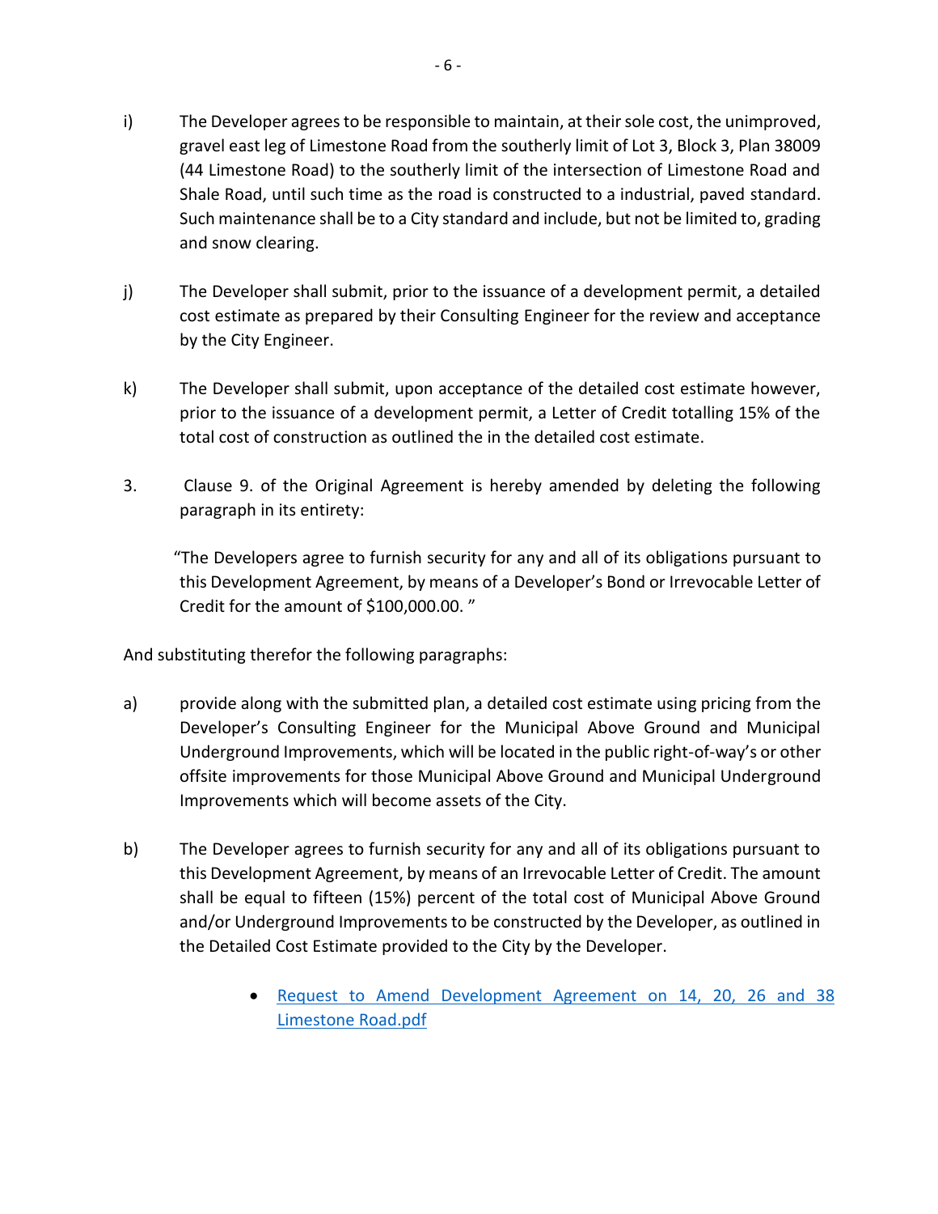i) The Developer agrees to be responsible to maintain, at their sole cost, the unimproved, gravel east leg of Limestone Road from the southerly limit of Lot 3, Block 3, Plan 38009 (44 Limestone Road) to the southerly limit of the intersection of Limestone Road and Shale Road, until such time as the road is constructed to a industrial, paved standard. Such maintenance shall be to a City standard and include, but not be limited to, grading and snow clearing.

j) The Developer shall submit, prior to the issuance of a development permit, a detailed cost estimate as prepared by their Consulting Engineer for the review and acceptance by the City Engineer.

k) The Developer shall submit, upon acceptance of the detailed cost estimate however, prior to the issuance of a development permit, a Letter of Credit totalling 15% of the total cost of construction as outlined the in the detailed cost estimate.

3. Clause 9. of the Original Agreement is hereby amended by deleting the following paragraph in its entirety:

> "The Developers agree to furnish security for any and all of its obligations pursuant to this Development Agreement, by means of a Developer's Bond or Irrevocable Letter of Credit for the amount of $100,000.00. "

And substituting therefor the following paragraphs:

a) provide along with the submitted plan, a detailed cost estimate using pricing from the Developer's Consulting Engineer for the Municipal Above Ground and Municipal Underground Improvements, which will be located in the public right-of-way's or other offsite improvements for those Municipal Above Ground and Municipal Underground Improvements which will become assets of the City.

b) The Developer agrees to furnish security for any and all of its obligations pursuant to this Development Agreement, by means of an Irrevocable Letter of Credit. The amount shall be equal to fifteen (15%) percent of the total cost of Municipal Above Ground and/or Underground Improvements to be constructed by the Developer, as outlined in the Detailed Cost Estimate provided to the City by the Developer.

- Request to Amend Development Agreement on 14, 20, 26 and 38 Limestone Road.pdf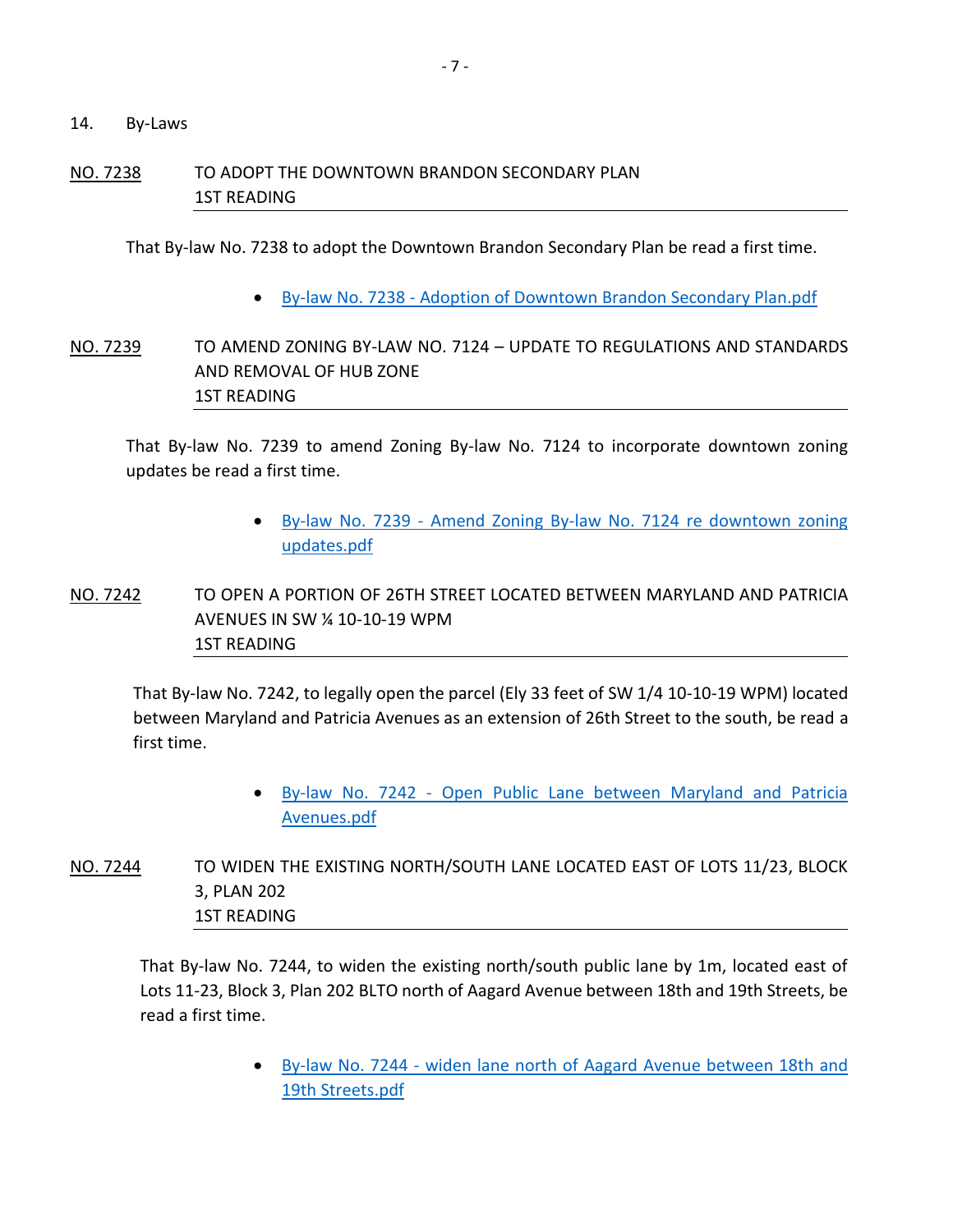14. By-Laws

NO. 7238 TO ADOPT THE DOWNTOWN BRANDON SECONDARY PLAN
1ST READING

That By-law No. 7238 to adopt the Downtown Brandon Secondary Plan be read a first time.

- By-law No. 7238 - Adoption of Downtown Brandon Secondary Plan.pdf

NO. 7239 TO AMEND ZONING BY-LAW NO. 7124 – UPDATE TO REGULATIONS AND STANDARDS AND REMOVAL OF HUB ZONE
1ST READING

That By-law No. 7239 to amend Zoning By-law No. 7124 to incorporate downtown zoning updates be read a first time.

- By-law No. 7239 - Amend Zoning By-law No. 7124 re downtown zoning updates.pdf

NO. 7242 TO OPEN A PORTION OF 26TH STREET LOCATED BETWEEN MARYLAND AND PATRICIA AVENUES IN SW ¼ 10-10-19 WPM
1ST READING

That By-law No. 7242, to legally open the parcel (Ely 33 feet of SW 1/4 10-10-19 WPM) located between Maryland and Patricia Avenues as an extension of 26th Street to the south, be read a first time.

- By-law No. 7242 - Open Public Lane between Maryland and Patricia Avenues.pdf

NO. 7244 TO WIDEN THE EXISTING NORTH/SOUTH LANE LOCATED EAST OF LOTS 11/23, BLOCK 3, PLAN 202
1ST READING

That By-law No. 7244, to widen the existing north/south public lane by 1m, located east of Lots 11-23, Block 3, Plan 202 BLTO north of Aagard Avenue between 18th and 19th Streets, be read a first time.

- By-law No. 7244 - widen lane north of Aagard Avenue between 18th and 19th Streets.pdf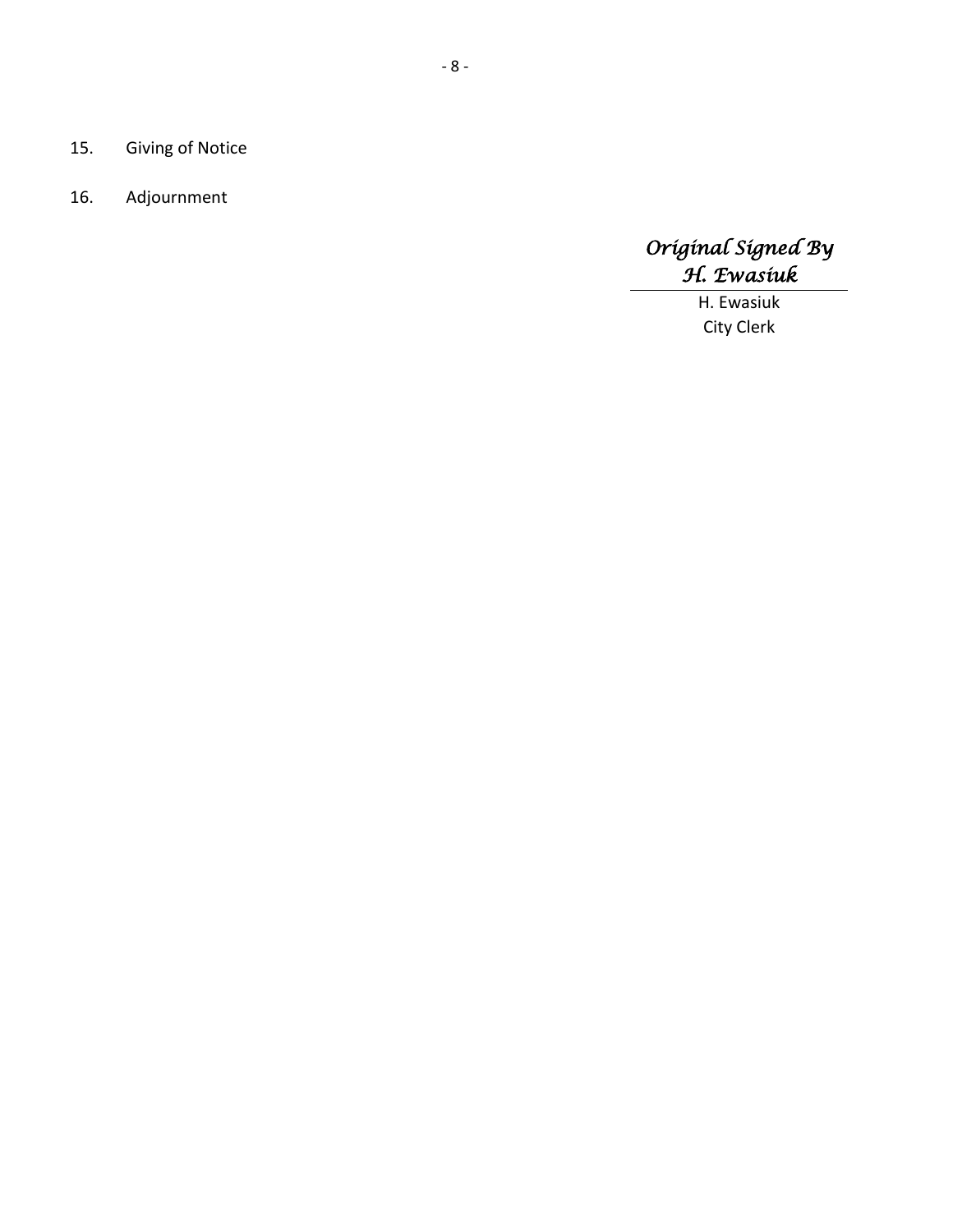15. Giving of Notice

16. Adjournment

*Original Signed By H. Ewasiuk*

H. Ewasiuk
City Clerk